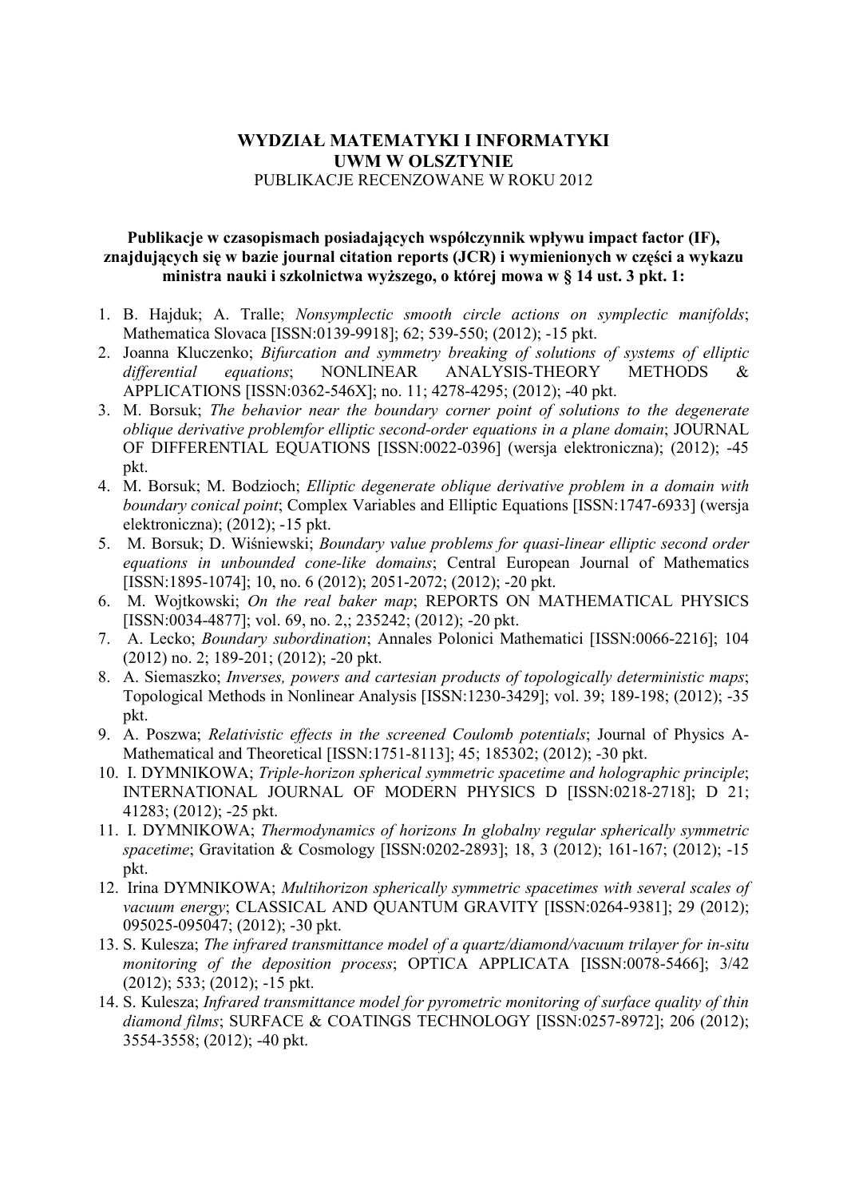**WYDZIAŁ MATEMATYKI I INFORMATYKI**
**UWM W OLSZTYNIE**
PUBLIKACJE RECENZOWANE W ROKU 2012

**Publikacje w czasopismach posiadających współczynnik wpływu impact factor (IF), znajdujących się w bazie journal citation reports (JCR) i wymienionych w części a wykazu ministra nauki i szkolnictwa wyższego, o której mowa w § 14 ust. 3 pkt. 1:**

1. B. Hajduk; A. Tralle; *Nonsymplectic smooth circle actions on symplectic manifolds*; Mathematica Slovaca [ISSN:0139-9918]; 62; 539-550; (2012); -15 pkt.
2. Joanna Kluczenko; *Bifurcation and symmetry breaking of solutions of systems of elliptic differential equations*; NONLINEAR ANALYSIS-THEORY METHODS & APPLICATIONS [ISSN:0362-546X]; no. 11; 4278-4295; (2012); -40 pkt.
3. M. Borsuk; *The behavior near the boundary corner point of solutions to the degenerate oblique derivative problemfor elliptic second-order equations in a plane domain*; JOURNAL OF DIFFERENTIAL EQUATIONS [ISSN:0022-0396] (wersja elektroniczna); (2012); -45 pkt.
4. M. Borsuk; M. Bodzioch; *Elliptic degenerate oblique derivative problem in a domain with boundary conical point*; Complex Variables and Elliptic Equations [ISSN:1747-6933] (wersja elektroniczna); (2012); -15 pkt.
5. M. Borsuk; D. Wiśniewski; *Boundary value problems for quasi-linear elliptic second order equations in unbounded cone-like domains*; Central European Journal of Mathematics [ISSN:1895-1074]; 10, no. 6 (2012); 2051-2072; (2012); -20 pkt.
6. M. Wojtkowski; *On the real baker map*; REPORTS ON MATHEMATICAL PHYSICS [ISSN:0034-4877]; vol. 69, no. 2,; 235242; (2012); -20 pkt.
7. A. Lecko; *Boundary subordination*; Annales Polonici Mathematici [ISSN:0066-2216]; 104 (2012) no. 2; 189-201; (2012); -20 pkt.
8. A. Siemaszko; *Inverses, powers and cartesian products of topologically deterministic maps*; Topological Methods in Nonlinear Analysis [ISSN:1230-3429]; vol. 39; 189-198; (2012); -35 pkt.
9. A. Poszwa; *Relativistic effects in the screened Coulomb potentials*; Journal of Physics A-Mathematical and Theoretical [ISSN:1751-8113]; 45; 185302; (2012); -30 pkt.
10. I. DYMNIKOWA; *Triple-horizon spherical symmetric spacetime and holographic principle*; INTERNATIONAL JOURNAL OF MODERN PHYSICS D [ISSN:0218-2718]; D 21; 41283; (2012); -25 pkt.
11. I. DYMNIKOWA; *Thermodynamics of horizons In globalny regular spherically symmetric spacetime*; Gravitation & Cosmology [ISSN:0202-2893]; 18, 3 (2012); 161-167; (2012); -15 pkt.
12. Irina DYMNIKOWA; *Multihorizon spherically symmetric spacetimes with several scales of vacuum energy*; CLASSICAL AND QUANTUM GRAVITY [ISSN:0264-9381]; 29 (2012); 095025-095047; (2012); -30 pkt.
13. S. Kulesza; *The infrared transmittance model of a quartz/diamond/vacuum trilayer for in-situ monitoring of the deposition process*; OPTICA APPLICATA [ISSN:0078-5466]; 3/42 (2012); 533; (2012); -15 pkt.
14. S. Kulesza; *Infrared transmittance model for pyrometric monitoring of surface quality of thin diamond films*; SURFACE & COATINGS TECHNOLOGY [ISSN:0257-8972]; 206 (2012); 3554-3558; (2012); -40 pkt.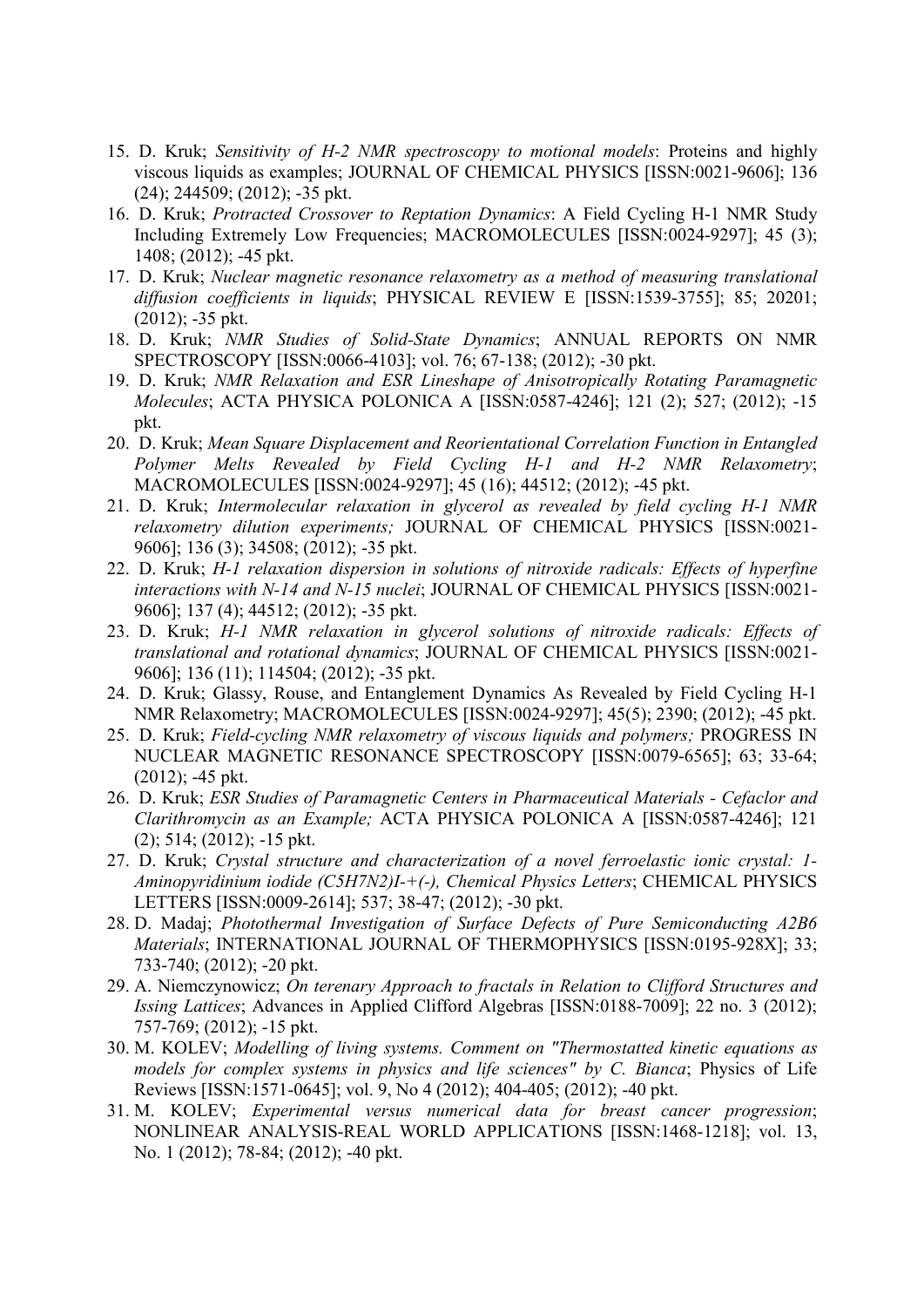15. D. Kruk; *Sensitivity of H-2 NMR spectroscopy to motional models*: Proteins and highly viscous liquids as examples; JOURNAL OF CHEMICAL PHYSICS [ISSN:0021-9606]; 136 (24); 244509; (2012); -35 pkt.
16. D. Kruk; *Protracted Crossover to Reptation Dynamics*: A Field Cycling H-1 NMR Study Including Extremely Low Frequencies; MACROMOLECULES [ISSN:0024-9297]; 45 (3); 1408; (2012); -45 pkt.
17. D. Kruk; *Nuclear magnetic resonance relaxometry as a method of measuring translational diffusion coefficients in liquids*; PHYSICAL REVIEW E [ISSN:1539-3755]; 85; 20201; (2012); -35 pkt.
18. D. Kruk; *NMR Studies of Solid-State Dynamics*; ANNUAL REPORTS ON NMR SPECTROSCOPY [ISSN:0066-4103]; vol. 76; 67-138; (2012); -30 pkt.
19. D. Kruk; *NMR Relaxation and ESR Lineshape of Anisotropically Rotating Paramagnetic Molecules*; ACTA PHYSICA POLONICA A [ISSN:0587-4246]; 121 (2); 527; (2012); -15 pkt.
20. D. Kruk; *Mean Square Displacement and Reorientational Correlation Function in Entangled Polymer Melts Revealed by Field Cycling H-1 and H-2 NMR Relaxometry*; MACROMOLECULES [ISSN:0024-9297]; 45 (16); 44512; (2012); -45 pkt.
21. D. Kruk; *Intermolecular relaxation in glycerol as revealed by field cycling H-1 NMR relaxometry dilution experiments;* JOURNAL OF CHEMICAL PHYSICS [ISSN:0021-9606]; 136 (3); 34508; (2012); -35 pkt.
22. D. Kruk; *H-1 relaxation dispersion in solutions of nitroxide radicals: Effects of hyperfine interactions with N-14 and N-15 nuclei*; JOURNAL OF CHEMICAL PHYSICS [ISSN:0021-9606]; 137 (4); 44512; (2012); -35 pkt.
23. D. Kruk; *H-1 NMR relaxation in glycerol solutions of nitroxide radicals: Effects of translational and rotational dynamics*; JOURNAL OF CHEMICAL PHYSICS [ISSN:0021-9606]; 136 (11); 114504; (2012); -35 pkt.
24. D. Kruk; Glassy, Rouse, and Entanglement Dynamics As Revealed by Field Cycling H-1 NMR Relaxometry; MACROMOLECULES [ISSN:0024-9297]; 45(5); 2390; (2012); -45 pkt.
25. D. Kruk; *Field-cycling NMR relaxometry of viscous liquids and polymers;* PROGRESS IN NUCLEAR MAGNETIC RESONANCE SPECTROSCOPY [ISSN:0079-6565]; 63; 33-64; (2012); -45 pkt.
26. D. Kruk; *ESR Studies of Paramagnetic Centers in Pharmaceutical Materials - Cefaclor and Clarithromycin as an Example;* ACTA PHYSICA POLONICA A [ISSN:0587-4246]; 121 (2); 514; (2012); -15 pkt.
27. D. Kruk; *Crystal structure and characterization of a novel ferroelastic ionic crystal: 1-Aminopyridinium iodide (C5H7N2)I-+(-), Chemical Physics Letters*; CHEMICAL PHYSICS LETTERS [ISSN:0009-2614]; 537; 38-47; (2012); -30 pkt.
28. D. Madaj; *Photothermal Investigation of Surface Defects of Pure Semiconducting A2B6 Materials*; INTERNATIONAL JOURNAL OF THERMOPHYSICS [ISSN:0195-928X]; 33; 733-740; (2012); -20 pkt.
29. A. Niemczynowicz; *On terenary Approach to fractals in Relation to Clifford Structures and Issing Lattices*; Advances in Applied Clifford Algebras [ISSN:0188-7009]; 22 no. 3 (2012); 757-769; (2012); -15 pkt.
30. M. KOLEV; *Modelling of living systems. Comment on "Thermostatted kinetic equations as models for complex systems in physics and life sciences" by C. Bianca*; Physics of Life Reviews [ISSN:1571-0645]; vol. 9, No 4 (2012); 404-405; (2012); -40 pkt.
31. M. KOLEV; *Experimental versus numerical data for breast cancer progression*; NONLINEAR ANALYSIS-REAL WORLD APPLICATIONS [ISSN:1468-1218]; vol. 13, No. 1 (2012); 78-84; (2012); -40 pkt.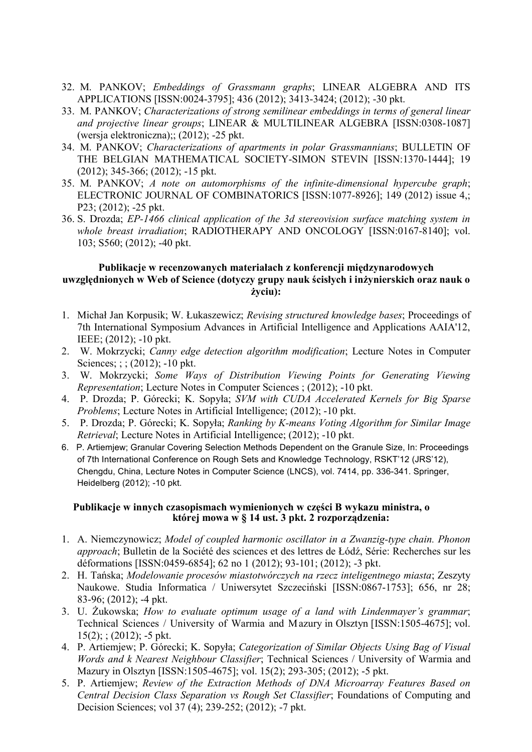32. M. PANKOV; *Embeddings of Grassmann graphs*; LINEAR ALGEBRA AND ITS APPLICATIONS [ISSN:0024-3795]; 436 (2012); 3413-3424; (2012); -30 pkt.
33. M. PANKOV; *Characterizations of strong semilinear embeddings in terms of general linear and projective linear groups*; LINEAR & MULTILINEAR ALGEBRA [ISSN:0308-1087] (wersja elektroniczna);; (2012); -25 pkt.
34. M. PANKOV; *Characterizations of apartments in polar Grassmannians*; BULLETIN OF THE BELGIAN MATHEMATICAL SOCIETY-SIMON STEVIN [ISSN:1370-1444]; 19 (2012); 345-366; (2012); -15 pkt.
35. M. PANKOV; *A note on automorphisms of the infinite-dimensional hypercube graph*; ELECTRONIC JOURNAL OF COMBINATORICS [ISSN:1077-8926]; 149 (2012) issue 4,; P23; (2012); -25 pkt.
36. S. Drozda; *EP-1466 clinical application of the 3d stereovision surface matching system in whole breast irradiation*; RADIOTHERAPY AND ONCOLOGY [ISSN:0167-8140]; vol. 103; S560; (2012); -40 pkt.

**Publikacje w recenzowanych materiałach z konferencji międzynarodowych uwzględnionych w Web of Science (dotyczy grupy nauk ścisłych i inżynierskich oraz nauk o życiu):**

1. Michał Jan Korpusik; W. Łukaszewicz; *Revising structured knowledge bases*; Proceedings of 7th International Symposium Advances in Artificial Intelligence and Applications AAIA'12, IEEE; (2012); -10 pkt.
2. W. Mokrzycki; *Canny edge detection algorithm modification*; Lecture Notes in Computer Sciences; ; ; (2012); -10 pkt.
3. W. Mokrzycki; *Some Ways of Distribution Viewing Points for Generating Viewing Representation*; Lecture Notes in Computer Sciences ; (2012); -10 pkt.
4. P. Drozda; P. Górecki; K. Sopyła; *SVM with CUDA Accelerated Kernels for Big Sparse Problems*; Lecture Notes in Artificial Intelligence; (2012); -10 pkt.
5. P. Drozda; P. Górecki; K. Sopyła; *Ranking by K-means Voting Algorithm for Similar Image Retrieval*; Lecture Notes in Artificial Intelligence; (2012); -10 pkt.
6. P. Artiemjew; Granular Covering Selection Methods Dependent on the Granule Size, In: Proceedings of 7th International Conference on Rough Sets and Knowledge Technology, RSKT'12 (JRS'12), Chengdu, China, Lecture Notes in Computer Science (LNCS), vol. 7414, pp. 336-341. Springer, Heidelberg (2012); -10 pkt.

**Publikacje w innych czasopismach wymienionych w części B wykazu ministra, o której mowa w § 14 ust. 3 pkt. 2 rozporządzenia:**

1. A. Niemczynowicz; *Model of coupled harmonic oscillator in a Zwanzig-type chain. Phonon approach*; Bulletin de la Société des sciences et des lettres de Łódź, Série: Recherches sur les déformations [ISSN:0459-6854]; 62 no 1 (2012); 93-101; (2012); -3 pkt.
2. H. Tańska; *Modelowanie procesów miastotwórczych na rzecz inteligentnego miasta*; Zeszyty Naukowe. Studia Informatica / Uniwersytet Szczeciński [ISSN:0867-1753]; 656, nr 28; 83-96; (2012); -4 pkt.
3. U. Żukowska; *How to evaluate optimum usage of a land with Lindenmayer's grammar*; Technical Sciences / University of Warmia and Mazury in Olsztyn [ISSN:1505-4675]; vol. 15(2); ; (2012); -5 pkt.
4. P. Artiemjew; P. Górecki; K. Sopyła; *Categorization of Similar Objects Using Bag of Visual Words and k Nearest Neighbour Classifier*; Technical Sciences / University of Warmia and Mazury in Olsztyn [ISSN:1505-4675]; vol. 15(2); 293-305; (2012); -5 pkt.
5. P. Artiemjew; *Review of the Extraction Methods of DNA Microarray Features Based on Central Decision Class Separation vs Rough Set Classifier*; Foundations of Computing and Decision Sciences; vol 37 (4); 239-252; (2012); -7 pkt.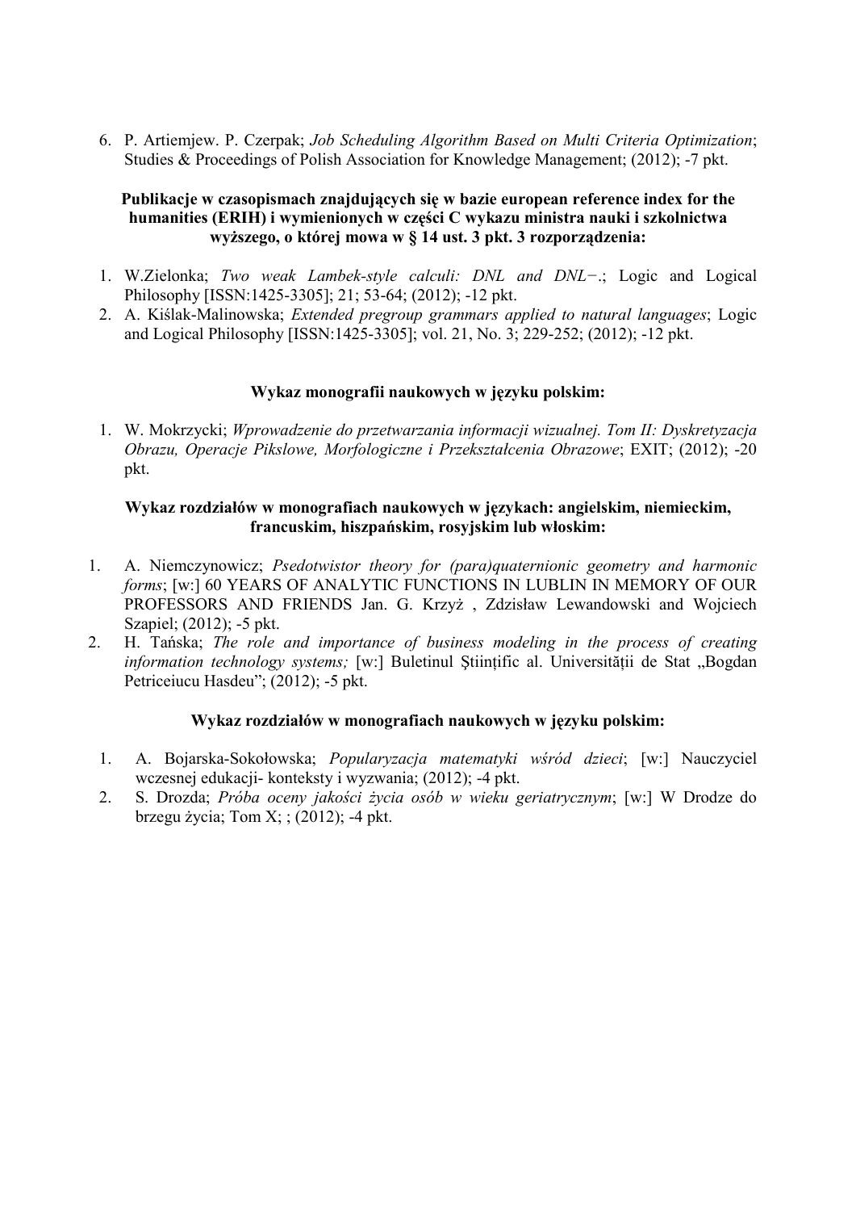6. P. Artiemjew. P. Czerpak; *Job Scheduling Algorithm Based on Multi Criteria Optimization*; Studies & Proceedings of Polish Association for Knowledge Management; (2012); -7 pkt.

**Publikacje w czasopismach znajdujących się w bazie european reference index for the humanities (ERIH) i wymienionych w części C wykazu ministra nauki i szkolnictwa wyższego, o której mowa w § 14 ust. 3 pkt. 3 rozporządzenia:**

1. W.Zielonka; *Two weak Lambek-style calculi: DNL and DNL−.*; Logic and Logical Philosophy [ISSN:1425-3305]; 21; 53-64; (2012); -12 pkt.
2. A. Kiślak-Malinowska; *Extended pregroup grammars applied to natural languages*; Logic and Logical Philosophy [ISSN:1425-3305]; vol. 21, No. 3; 229-252; (2012); -12 pkt.

**Wykaz monografii naukowych w języku polskim:**

1. W. Mokrzycki; *Wprowadzenie do przetwarzania informacji wizualnej. Tom II: Dyskretyzacja Obrazu, Operacje Pikslowe, Morfologiczne i Przekształcenia Obrazowe*; EXIT; (2012); -20 pkt.

**Wykaz rozdziałów w monografiach naukowych w językach: angielskim, niemieckim, francuskim, hiszpańskim, rosyjskim lub włoskim:**

1. A. Niemczynowicz; *Psedotwistor theory for (para)quaternionic geometry and harmonic forms*; [w:] 60 YEARS OF ANALYTIC FUNCTIONS IN LUBLIN IN MEMORY OF OUR PROFESSORS AND FRIENDS Jan. G. Krzyż , Zdzisław Lewandowski and Wojciech Szapiel; (2012); -5 pkt.
2. H. Tańska; *The role and importance of business modeling in the process of creating information technology systems;* [w:] Buletinul Ştiinţific al. Universităţii de Stat „Bogdan Petriceiucu Hasdeu"; (2012); -5 pkt.

**Wykaz rozdziałów w monografiach naukowych w języku polskim:**

1. A. Bojarska-Sokołowska; *Popularyzacja matematyki wśród dzieci*; [w:] Nauczyciel wczesnej edukacji- konteksty i wyzwania; (2012); -4 pkt.
2. S. Drozda; *Próba oceny jakości życia osób w wieku geriatrycznym*; [w:] W Drodze do brzegu życia; Tom X; ; (2012); -4 pkt.